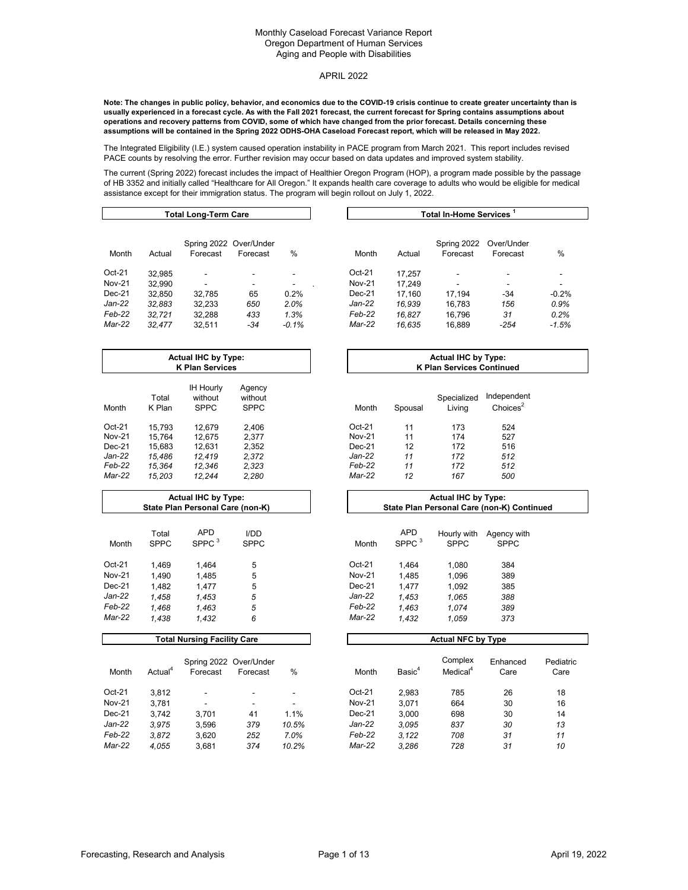# Monthly Caseload Forecast Variance Report
## Oregon Department of Human Services
## Aging and People with Disabilities

APRIL 2022

**Note: The changes in public policy, behavior, and economics due to the COVID-19 crisis continue to create greater uncertainty than is usually experienced in a forecast cycle. As with the Fall 2021 forecast, the current forecast for Spring contains assumptions about operations and recovery patterns from COVID, some of which have changed from the prior forecast. Details concerning these assumptions will be contained in the Spring 2022 ODHS-OHA Caseload Forecast report, which will be released in May 2022.**

The Integrated Eligibility (I.E.) system caused operation instability in PACE program from March 2021. This report includes revised PACE counts by resolving the error. Further revision may occur based on data updates and improved system stability.

The current (Spring 2022) forecast includes the impact of Healthier Oregon Program (HOP), a program made possible by the passage of HB 3352 and initially called "Healthcare for All Oregon." It expands health care coverage to adults who would be eligible for medical assistance except for their immigration status. The program will begin rollout on July 1, 2022.

**Total Long-Term Care**

| Month | Actual | Spring 2022 Forecast | Over/Under Forecast | % |
|---|---|---|---|---|
| Oct-21 | 32,985 | - | - | - |
| Nov-21 | 32,990 | - | - | - |
| Dec-21 | 32,850 | 32,785 | 65 | 0.2% |
| *Jan-22* | *32,883* | 32,233 | *650* | *2.0%* |
| *Feb-22* | *32,721* | 32,288 | *433* | *1.3%* |
| *Mar-22* | *32,477* | 32,511 | *-34* | *-0.1%* |

**Total In-Home Services [1]**

| Month | Actual | Spring 2022 Forecast | Over/Under Forecast | % |
|---|---|---|---|---|
| Oct-21 | 17,257 | - | - | - |
| Nov-21 | 17,249 | - | - | - |
| Dec-21 | 17,160 | 17,194 | -34 | -0.2% |
| *Jan-22* | *16,939* | 16,783 | *156* | *0.9%* |
| *Feb-22* | *16,827* | 16,796 | *31* | *0.2%* |
| *Mar-22* | *16,635* | 16,889 | *-254* | *-1.5%* |

**Actual IHC by Type: K Plan Services**

| Month | Total K Plan | IH Hourly without SPPC | Agency without SPPC |
|---|---|---|---|
| Oct-21 | 15,793 | 12,679 | 2,406 |
| Nov-21 | 15,764 | 12,675 | 2,377 |
| Dec-21 | 15,683 | 12,631 | 2,352 |
| *Jan-22* | *15,486* | *12,419* | *2,372* |
| *Feb-22* | *15,364* | *12,346* | *2,323* |
| *Mar-22* | *15,203* | *12,244* | *2,280* |

**Actual IHC by Type: K Plan Services Continued**

| Month | Spousal | Specialized Living | Independent Choices[2] |
|---|---|---|---|
| Oct-21 | 11 | 173 | 524 |
| Nov-21 | 11 | 174 | 527 |
| Dec-21 | 12 | 172 | 516 |
| *Jan-22* | *11* | *172* | *512* |
| *Feb-22* | *11* | *172* | *512* |
| *Mar-22* | *12* | *167* | *500* |

**Actual IHC by Type: State Plan Personal Care (non-K)**

| Month | Total SPPC | APD SPPC [3] | I/DD SPPC |
|---|---|---|---|
| Oct-21 | 1,469 | 1,464 | 5 |
| Nov-21 | 1,490 | 1,485 | 5 |
| Dec-21 | 1,482 | 1,477 | 5 |
| *Jan-22* | *1,458* | *1,453* | *5* |
| *Feb-22* | *1,468* | *1,463* | *5* |
| *Mar-22* | *1,438* | *1,432* | *6* |

**Actual IHC by Type: State Plan Personal Care (non-K) Continued**

| Month | APD SPPC [3] | Hourly with SPPC | Agency with SPPC |
|---|---|---|---|
| Oct-21 | 1,464 | 1,080 | 384 |
| Nov-21 | 1,485 | 1,096 | 389 |
| Dec-21 | 1,477 | 1,092 | 385 |
| *Jan-22* | *1,453* | *1,065* | *388* |
| *Feb-22* | *1,463* | *1,074* | *389* |
| *Mar-22* | *1,432* | *1,059* | *373* |

**Total Nursing Facility Care**

| Month | Actual[4] | Spring 2022 Forecast | Over/Under Forecast | % |
|---|---|---|---|---|
| Oct-21 | 3,812 | - | - | - |
| Nov-21 | 3,781 | - | - | - |
| Dec-21 | 3,742 | 3,701 | 41 | 1.1% |
| *Jan-22* | *3,975* | 3,596 | *379* | *10.5%* |
| *Feb-22* | *3,872* | 3,620 | *252* | *7.0%* |
| *Mar-22* | *4,055* | 3,681 | *374* | *10.2%* |

**Actual NFC by Type**

| Month | Basic[4] | Complex Medical[4] | Enhanced Care | Pediatric Care |
|---|---|---|---|---|
| Oct-21 | 2,983 | 785 | 26 | 18 |
| Nov-21 | 3,071 | 664 | 30 | 16 |
| Dec-21 | 3,000 | 698 | 30 | 14 |
| *Jan-22* | *3,095* | *837* | *30* | *13* |
| *Feb-22* | *3,122* | *708* | *31* | *11* |
| *Mar-22* | *3,286* | *728* | *31* | *10* |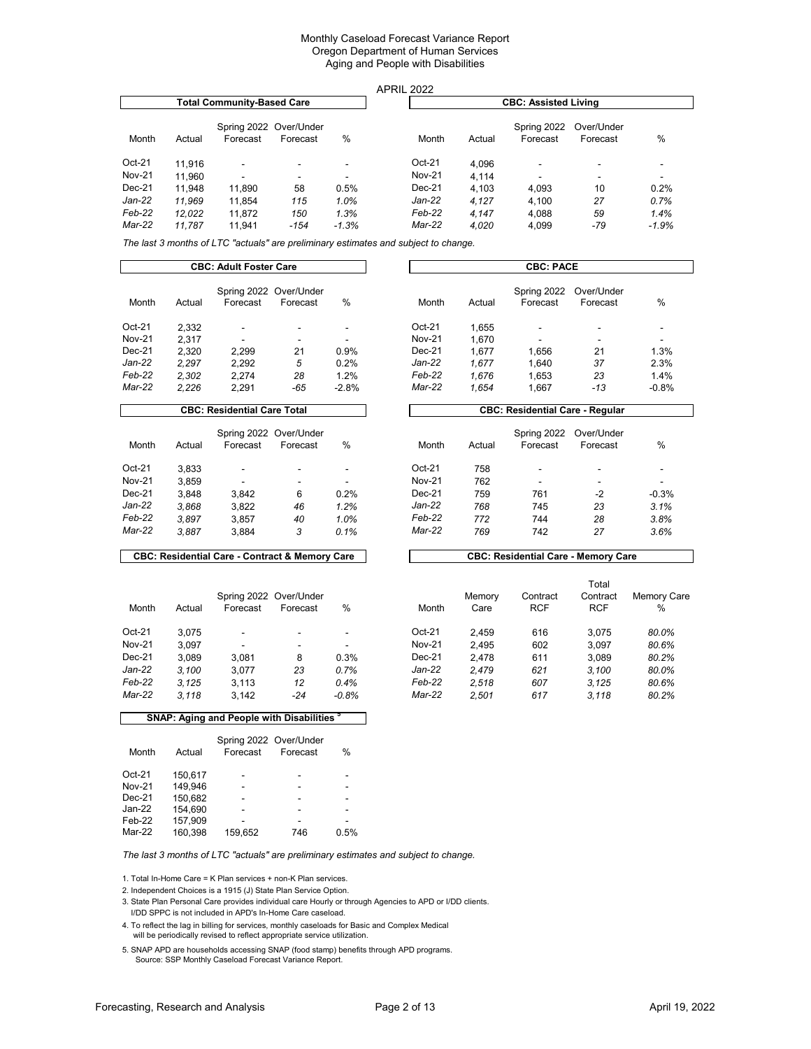Monthly Caseload Forecast Variance Report
Oregon Department of Human Services
Aging and People with Disabilities

APRIL 2022

**Total Community-Based Care**

| Month | Actual | Spring 2022 Forecast | Over/Under Forecast | % |
|---|---|---|---|---|
| Oct-21 | 11,916 | - | - | - |
| Nov-21 | 11,960 | - | - | - |
| Dec-21 | 11,948 | 11,890 | 58 | 0.5% |
| *Jan-22* | *11,969* | 11,854 | *115* | *1.0%* |
| *Feb-22* | *12,022* | 11,872 | *150* | *1.3%* |
| *Mar-22* | *11,787* | 11,941 | *-154* | *-1.3%* |

**CBC: Assisted Living**

| Month | Actual | Spring 2022 Forecast | Over/Under Forecast | % |
|---|---|---|---|---|
| Oct-21 | 4,096 | - | - | - |
| Nov-21 | 4,114 | - | - | - |
| Dec-21 | 4,103 | 4,093 | 10 | 0.2% |
| *Jan-22* | *4,127* | 4,100 | *27* | *0.7%* |
| *Feb-22* | *4,147* | 4,088 | *59* | *1.4%* |
| *Mar-22* | *4,020* | 4,099 | *-79* | *-1.9%* |

*The last 3 months of LTC "actuals" are preliminary estimates and subject to change.*

**CBC: Adult Foster Care**

| Month | Actual | Spring 2022 Forecast | Over/Under Forecast | % |
|---|---|---|---|---|
| Oct-21 | 2,332 | - | - | - |
| Nov-21 | 2,317 | - | - | - |
| Dec-21 | 2,320 | 2,299 | 21 | 0.9% |
| *Jan-22* | *2,297* | 2,292 | *5* | 0.2% |
| *Feb-22* | *2,302* | 2,274 | *28* | 1.2% |
| *Mar-22* | *2,226* | 2,291 | *-65* | -2.8% |

**CBC: PACE**

| Month | Actual | Spring 2022 Forecast | Over/Under Forecast | % |
|---|---|---|---|---|
| Oct-21 | 1,655 | - | - | - |
| Nov-21 | 1,670 | - | - | - |
| Dec-21 | 1,677 | 1,656 | 21 | 1.3% |
| *Jan-22* | *1,677* | 1,640 | *37* | 2.3% |
| *Feb-22* | *1,676* | 1,653 | *23* | 1.4% |
| *Mar-22* | *1,654* | 1,667 | *-13* | -0.8% |

**CBC: Residential Care Total**

| Month | Actual | Spring 2022 Forecast | Over/Under Forecast | % |
|---|---|---|---|---|
| Oct-21 | 3,833 | - | - | - |
| Nov-21 | 3,859 | - | - | - |
| Dec-21 | 3,848 | 3,842 | 6 | 0.2% |
| *Jan-22* | *3,868* | 3,822 | *46* | *1.2%* |
| *Feb-22* | *3,897* | 3,857 | *40* | *1.0%* |
| *Mar-22* | *3,887* | 3,884 | *3* | *0.1%* |

**CBC: Residential Care - Regular**

| Month | Actual | Spring 2022 Forecast | Over/Under Forecast | % |
|---|---|---|---|---|
| Oct-21 | 758 | - | - | - |
| Nov-21 | 762 | - | - | - |
| Dec-21 | 759 | 761 | -2 | -0.3% |
| *Jan-22* | *768* | 745 | *23* | *3.1%* |
| *Feb-22* | *772* | 744 | *28* | *3.8%* |
| *Mar-22* | *769* | 742 | *27* | *3.6%* |

**CBC: Residential Care - Contract & Memory Care**

| Month | Actual | Spring 2022 Forecast | Over/Under Forecast | % |
|---|---|---|---|---|
| Oct-21 | 3,075 | - | - | - |
| Nov-21 | 3,097 | - | - | - |
| Dec-21 | 3,089 | 3,081 | 8 | 0.3% |
| *Jan-22* | *3,100* | 3,077 | *23* | *0.7%* |
| *Feb-22* | *3,125* | 3,113 | *12* | *0.4%* |
| *Mar-22* | *3,118* | 3,142 | *-24* | *-0.8%* |

**CBC: Residential Care - Memory Care**

| Month | Memory Care | Contract RCF | Total Contract RCF | Memory Care % |
|---|---|---|---|---|
| Oct-21 | 2,459 | 616 | 3,075 | *80.0%* |
| Nov-21 | 2,495 | 602 | 3,097 | *80.6%* |
| Dec-21 | 2,478 | 611 | 3,089 | *80.2%* |
| *Jan-22* | *2,479* | *621* | *3,100* | *80.0%* |
| *Feb-22* | *2,518* | *607* | *3,125* | *80.6%* |
| *Mar-22* | *2,501* | *617* | *3,118* | *80.2%* |

**SNAP: Aging and People with Disabilities [5]**

| Month | Actual | Spring 2022 Forecast | Over/Under Forecast | % |
|---|---|---|---|---|
| Oct-21 | 150,617 | - | - | - |
| Nov-21 | 149,946 | - | - | - |
| Dec-21 | 150,682 | - | - | - |
| Jan-22 | 154,690 | - | - | - |
| Feb-22 | 157,909 | - | - | - |
| Mar-22 | 160,398 | 159,652 | 746 | 0.5% |

*The last 3 months of LTC "actuals" are preliminary estimates and subject to change.*

1. Total In-Home Care = K Plan services + non-K Plan services.
2. Independent Choices is a 1915 (J) State Plan Service Option.
3. State Plan Personal Care provides individual care Hourly or through Agencies to APD or I/DD clients. I/DD SPPC is not included in APD's In-Home Care caseload.
4. To reflect the lag in billing for services, monthly caseloads for Basic and Complex Medical will be periodically revised to reflect appropriate service utilization.
5. SNAP APD are households accessing SNAP (food stamp) benefits through APD programs. Source: SSP Monthly Caseload Forecast Variance Report.

Forecasting, Research and Analysis

April 19, 2022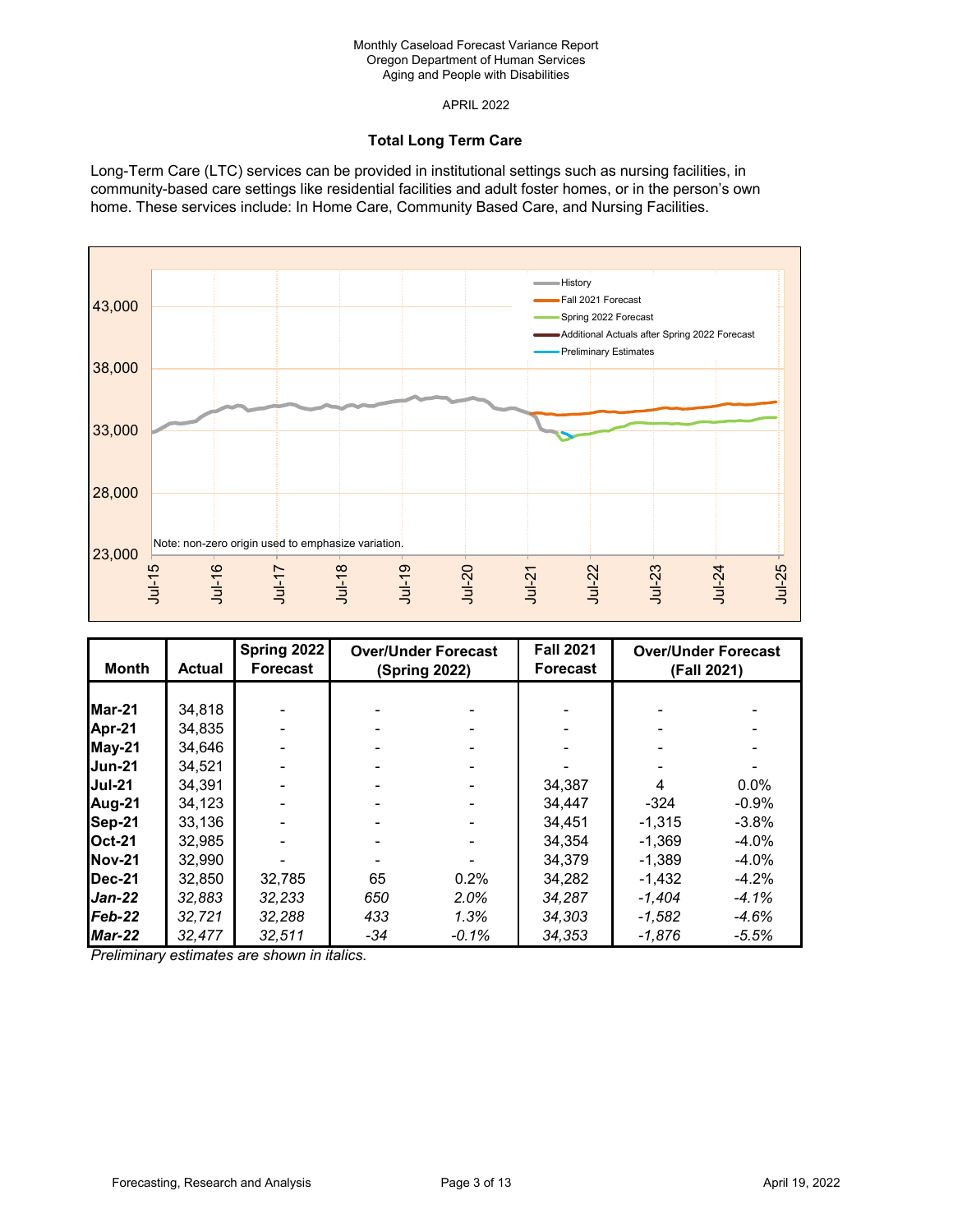Monthly Caseload Forecast Variance Report
Oregon Department of Human Services
Aging and People with Disabilities

APRIL 2022

### Total Long Term Care

Long-Term Care (LTC) services can be provided in institutional settings such as nursing facilities, in community-based care settings like residential facilities and adult foster homes, or in the person's own home. These services include: In Home Care, Community Based Care, and Nursing Facilities.

History
Fall 2021 Forecast
Spring 2022 Forecast
Additional Actuals after Spring 2022 Forecast
Preliminary Estimates

43,000
38,000
33,000
28,000
23,000

Note: non-zero origin used to emphasize variation.

Jul-15 Jul-16 Jul-17 Jul-18 Jul-19 Jul-20 Jul-21 Jul-22 Jul-23 Jul-24 Jul-25

| Month | Actual | Spring 2022 Forecast | Over/Under Forecast (Spring 2022) | | Fall 2021 Forecast | Over/Under Forecast (Fall 2021) | |
|---|---|---|---|---|---|---|---|
| **Mar-21** | 34,818 | - | - | - | - | - | - |
| **Apr-21** | 34,835 | - | - | - | - | - | - |
| **May-21** | 34,646 | - | - | - | - | - | - |
| **Jun-21** | 34,521 | - | - | - | - | - | - |
| **Jul-21** | 34,391 | - | - | - | 34,387 | 4 | 0.0% |
| **Aug-21** | 34,123 | - | - | - | 34,447 | -324 | -0.9% |
| **Sep-21** | 33,136 | - | - | - | 34,451 | -1,315 | -3.8% |
| **Oct-21** | 32,985 | - | - | - | 34,354 | -1,369 | -4.0% |
| **Nov-21** | 32,990 | - | - | - | 34,379 | -1,389 | -4.0% |
| **Dec-21** | 32,850 | 32,785 | 65 | 0.2% | 34,282 | -1,432 | -4.2% |
| ***Jan-22*** | *32,883* | *32,233* | *650* | *2.0%* | *34,287* | *-1,404* | *-4.1%* |
| ***Feb-22*** | *32,721* | *32,288* | *433* | *1.3%* | *34,303* | *-1,582* | *-4.6%* |
| ***Mar-22*** | *32,477* | *32,511* | *-34* | *-0.1%* | *34,353* | *-1,876* | *-5.5%* |

*Preliminary estimates are shown in italics.*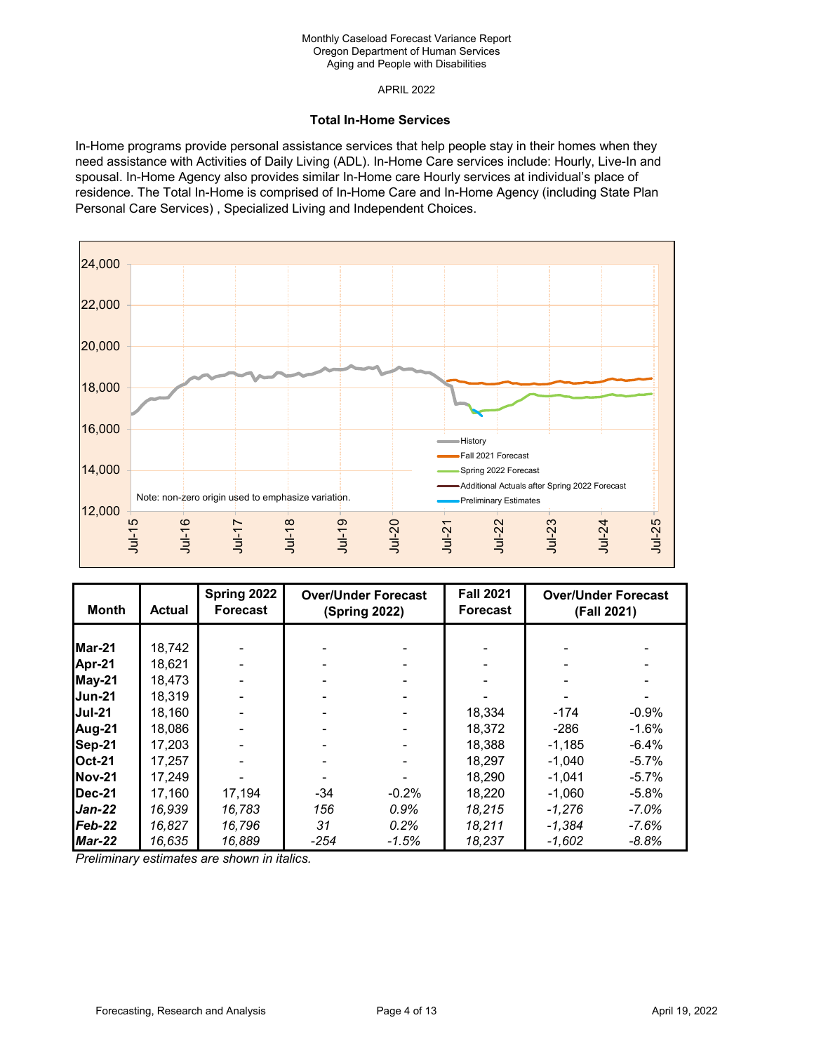Monthly Caseload Forecast Variance Report
Oregon Department of Human Services
Aging and People with Disabilities

APRIL 2022

### Total In-Home Services

In-Home programs provide personal assistance services that help people stay in their homes when they need assistance with Activities of Daily Living (ADL). In-Home Care services include: Hourly, Live-In and spousal. In-Home Agency also provides similar In-Home care Hourly services at individual's place of residence. The Total In-Home is comprised of In-Home Care and In-Home Agency (including State Plan Personal Care Services) , Specialized Living and Independent Choices.

24,000
22,000
20,000
18,000
16,000
14,000
12,000

Jul-15 Jul-16 Jul-17 Jul-18 Jul-19 Jul-20 Jul-21 Jul-22 Jul-23 Jul-24 Jul-25

History
Fall 2021 Forecast
Spring 2022 Forecast
Additional Actuals after Spring 2022 Forecast
Preliminary Estimates

Note: non-zero origin used to emphasize variation.

| Month | Actual | Spring 2022 Forecast | Over/Under Forecast (Spring 2022) | | Fall 2021 Forecast | Over/Under Forecast (Fall 2021) | |
|---|---|---|---|---|---|---|---|
| **Mar-21** | 18,742 | - | - | - | - | - | - |
| **Apr-21** | 18,621 | - | - | - | - | - | - |
| **May-21** | 18,473 | - | - | - | - | - | - |
| **Jun-21** | 18,319 | - | - | - | - | - | - |
| **Jul-21** | 18,160 | - | - | - | 18,334 | -174 | -0.9% |
| **Aug-21** | 18,086 | - | - | - | 18,372 | -286 | -1.6% |
| **Sep-21** | 17,203 | - | - | - | 18,388 | -1,185 | -6.4% |
| **Oct-21** | 17,257 | - | - | - | 18,297 | -1,040 | -5.7% |
| **Nov-21** | 17,249 | - | - | - | 18,290 | -1,041 | -5.7% |
| **Dec-21** | 17,160 | 17,194 | -34 | -0.2% | 18,220 | -1,060 | -5.8% |
| ***Jan-22*** | *16,939* | *16,783* | *156* | *0.9%* | *18,215* | *-1,276* | *-7.0%* |
| ***Feb-22*** | *16,827* | *16,796* | *31* | *0.2%* | *18,211* | *-1,384* | *-7.6%* |
| ***Mar-22*** | *16,635* | *16,889* | *-254* | *-1.5%* | *18,237* | *-1,602* | *-8.8%* |

*Preliminary estimates are shown in italics.*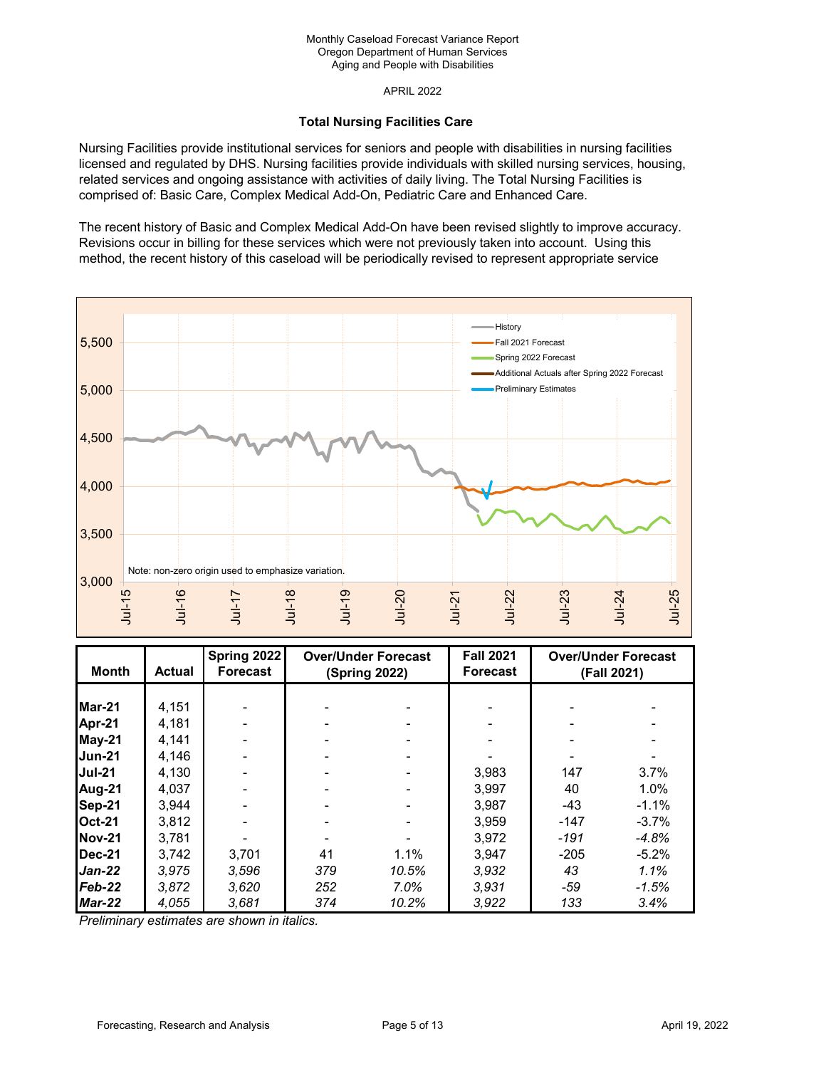Monthly Caseload Forecast Variance Report
Oregon Department of Human Services
Aging and People with Disabilities

APRIL 2022

## Total Nursing Facilities Care

Nursing Facilities provide institutional services for seniors and people with disabilities in nursing facilities licensed and regulated by DHS. Nursing facilities provide individuals with skilled nursing services, housing, related services and ongoing assistance with activities of daily living. The Total Nursing Facilities is comprised of: Basic Care, Complex Medical Add-On, Pediatric Care and Enhanced Care.

The recent history of Basic and Complex Medical Add-On have been revised slightly to improve accuracy. Revisions occur in billing for these services which were not previously taken into account. Using this method, the recent history of this caseload will be periodically revised to represent appropriate service

History
Fall 2021 Forecast
Spring 2022 Forecast
Additional Actuals after Spring 2022 Forecast
Preliminary Estimates

5,500
5,000
4,500
4,000
3,500
3,000

Note: non-zero origin used to emphasize variation.

Jul-15 Jul-16 Jul-17 Jul-18 Jul-19 Jul-20 Jul-21 Jul-22 Jul-23 Jul-24 Jul-25

| Month | Actual | Spring 2022 Forecast | Over/Under Forecast (Spring 2022) | | Fall 2021 Forecast | Over/Under Forecast (Fall 2021) | |
|---|---|---|---|---|---|---|---|
| **Mar-21** | 4,151 | - | - | - | - | - | - |
| **Apr-21** | 4,181 | - | - | - | - | - | - |
| **May-21** | 4,141 | - | - | - | - | - | - |
| **Jun-21** | 4,146 | - | - | - | - | - | - |
| **Jul-21** | 4,130 | - | - | - | 3,983 | 147 | 3.7% |
| **Aug-21** | 4,037 | - | - | - | 3,997 | 40 | 1.0% |
| **Sep-21** | 3,944 | - | - | - | 3,987 | -43 | -1.1% |
| **Oct-21** | 3,812 | - | - | - | 3,959 | -147 | -3.7% |
| **Nov-21** | 3,781 | - | - | - | 3,972 | *-191* | *-4.8%* |
| **Dec-21** | 3,742 | 3,701 | 41 | 1.1% | 3,947 | -205 | -5.2% |
| ***Jan-22*** | *3,975* | *3,596* | *379* | *10.5%* | *3,932* | *43* | *1.1%* |
| ***Feb-22*** | *3,872* | *3,620* | *252* | *7.0%* | *3,931* | *-59* | *-1.5%* |
| ***Mar-22*** | *4,055* | *3,681* | *374* | *10.2%* | *3,922* | *133* | *3.4%* |

*Preliminary estimates are shown in italics.*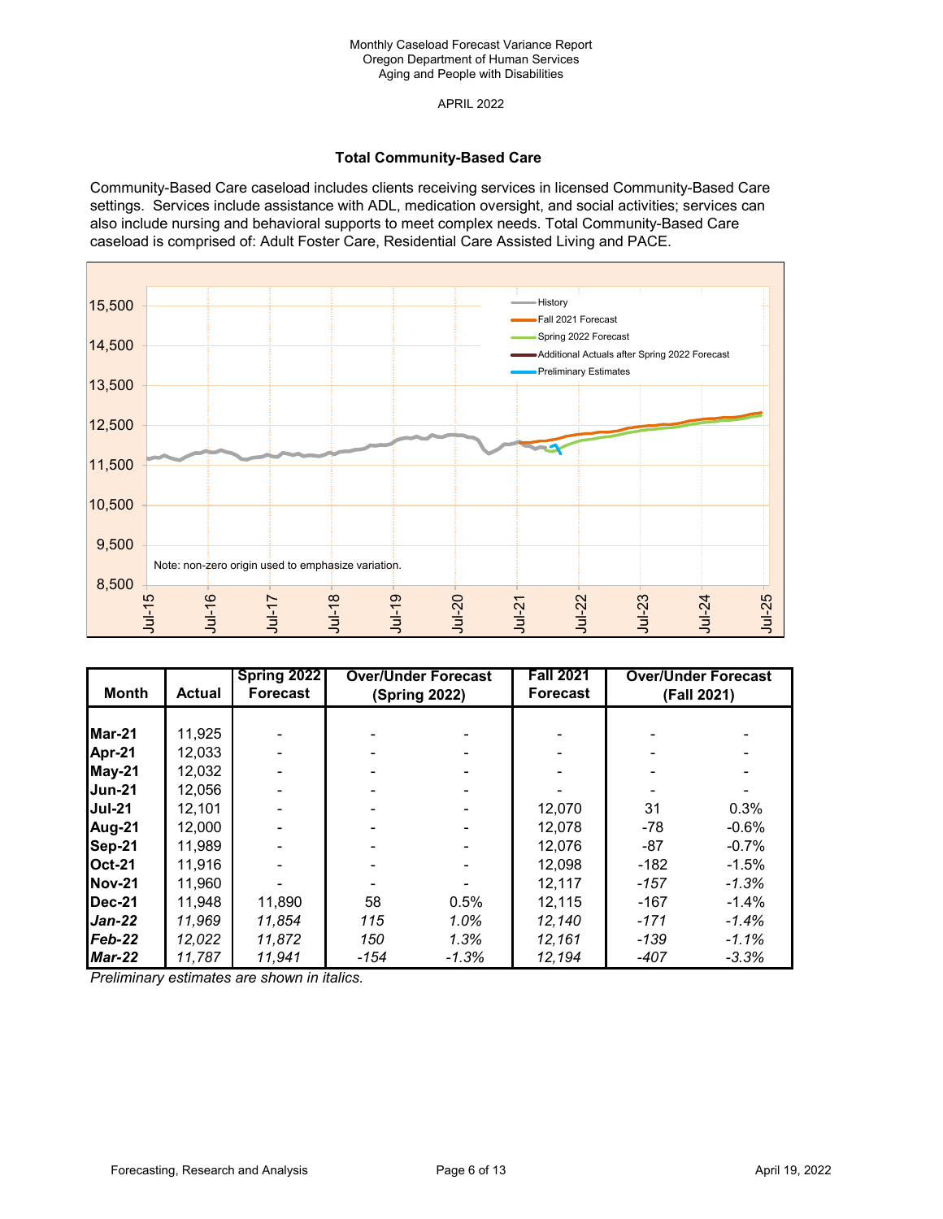Monthly Caseload Forecast Variance Report
Oregon Department of Human Services
Aging and People with Disabilities

APRIL 2022

### Total Community-Based Care

Community-Based Care caseload includes clients receiving services in licensed Community-Based Care settings. Services include assistance with ADL, medication oversight, and social activities; services can also include nursing and behavioral supports to meet complex needs. Total Community-Based Care caseload is comprised of: Adult Foster Care, Residential Care Assisted Living and PACE.

15,500
14,500
13,500
12,500
11,500
10,500
9,500
8,500

History
Fall 2021 Forecast
Spring 2022 Forecast
Additional Actuals after Spring 2022 Forecast
Preliminary Estimates

Note: non-zero origin used to emphasize variation.

Jul-15 Jul-16 Jul-17 Jul-18 Jul-19 Jul-20 Jul-21 Jul-22 Jul-23 Jul-24 Jul-25

| Month | Actual | Spring 2022 Forecast | Over/Under Forecast (Spring 2022) | | Fall 2021 Forecast | Over/Under Forecast (Fall 2021) | |
|---|---|---|---|---|---|---|---|
| **Mar-21** | 11,925 | - | - | - | - | - | - |
| **Apr-21** | 12,033 | - | - | - | - | - | - |
| **May-21** | 12,032 | - | - | - | - | - | - |
| **Jun-21** | 12,056 | - | - | - | - | - | - |
| **Jul-21** | 12,101 | - | - | - | 12,070 | 31 | 0.3% |
| **Aug-21** | 12,000 | - | - | - | 12,078 | -78 | -0.6% |
| **Sep-21** | 11,989 | - | - | - | 12,076 | -87 | -0.7% |
| **Oct-21** | 11,916 | - | - | - | 12,098 | -182 | -1.5% |
| **Nov-21** | 11,960 | - | - | - | 12,117 | *-157* | *-1.3%* |
| **Dec-21** | 11,948 | 11,890 | 58 | 0.5% | 12,115 | -167 | -1.4% |
| ***Jan-22*** | *11,969* | *11,854* | *115* | *1.0%* | *12,140* | *-171* | *-1.4%* |
| ***Feb-22*** | *12,022* | *11,872* | *150* | *1.3%* | *12,161* | *-139* | *-1.1%* |
| ***Mar-22*** | *11,787* | *11,941* | *-154* | *-1.3%* | *12,194* | *-407* | *-3.3%* |

*Preliminary estimates are shown in italics.*

Forecasting, Research and Analysis | April 19, 2022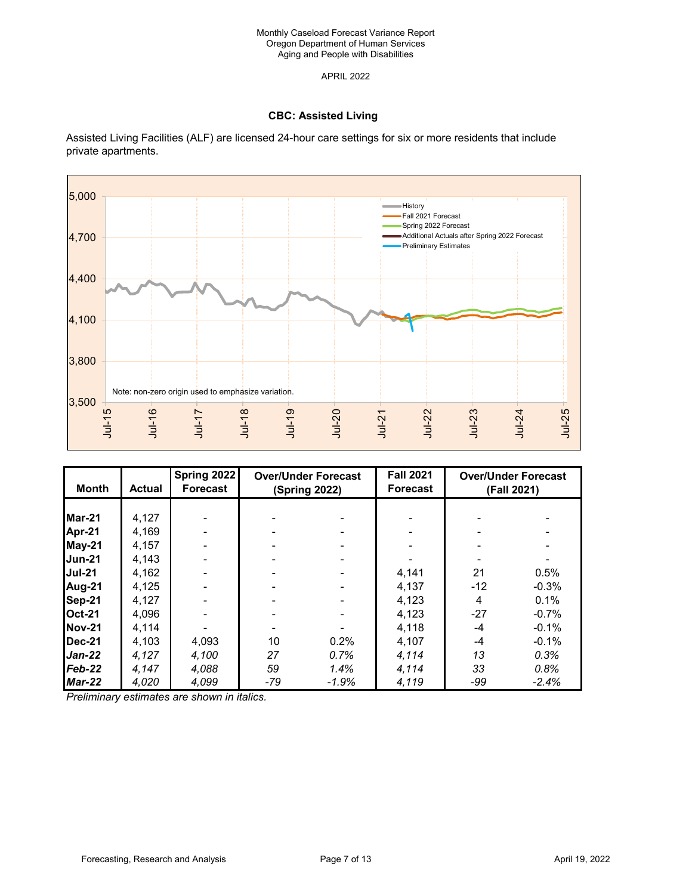Monthly Caseload Forecast Variance Report
Oregon Department of Human Services
Aging and People with Disabilities

APRIL 2022

## CBC: Assisted Living

Assisted Living Facilities (ALF) are licensed 24-hour care settings for six or more residents that include private apartments.

5,000
4,700
4,400
4,100
3,800
3,500

History
Fall 2021 Forecast
Spring 2022 Forecast
Additional Actuals after Spring 2022 Forecast
Preliminary Estimates

Note: non-zero origin used to emphasize variation.

Jul-15
Jul-16
Jul-17
Jul-18
Jul-19
Jul-20
Jul-21
Jul-22
Jul-23
Jul-24
Jul-25

| Month | Actual | Spring 2022 Forecast | Over/Under Forecast (Spring 2022) | | Fall 2021 Forecast | Over/Under Forecast (Fall 2021) | |
|---|---|---|---|---|---|---|---|
| **Mar-21** | 4,127 | - | - | - | - | - | - |
| **Apr-21** | 4,169 | - | - | - | - | - | - |
| **May-21** | 4,157 | - | - | - | - | - | - |
| **Jun-21** | 4,143 | - | - | - | - | - | - |
| **Jul-21** | 4,162 | - | - | - | 4,141 | 21 | 0.5% |
| **Aug-21** | 4,125 | - | - | - | 4,137 | -12 | -0.3% |
| **Sep-21** | 4,127 | - | - | - | 4,123 | 4 | 0.1% |
| **Oct-21** | 4,096 | - | - | - | 4,123 | -27 | -0.7% |
| **Nov-21** | 4,114 | - | - | - | 4,118 | -4 | -0.1% |
| **Dec-21** | 4,103 | 4,093 | 10 | 0.2% | 4,107 | -4 | -0.1% |
| ***Jan-22*** | *4,127* | *4,100* | *27* | *0.7%* | *4,114* | *13* | *0.3%* |
| ***Feb-22*** | *4,147* | *4,088* | *59* | *1.4%* | *4,114* | *33* | *0.8%* |
| ***Mar-22*** | *4,020* | *4,099* | *-79* | *-1.9%* | *4,119* | *-99* | *-2.4%* |

*Preliminary estimates are shown in italics.*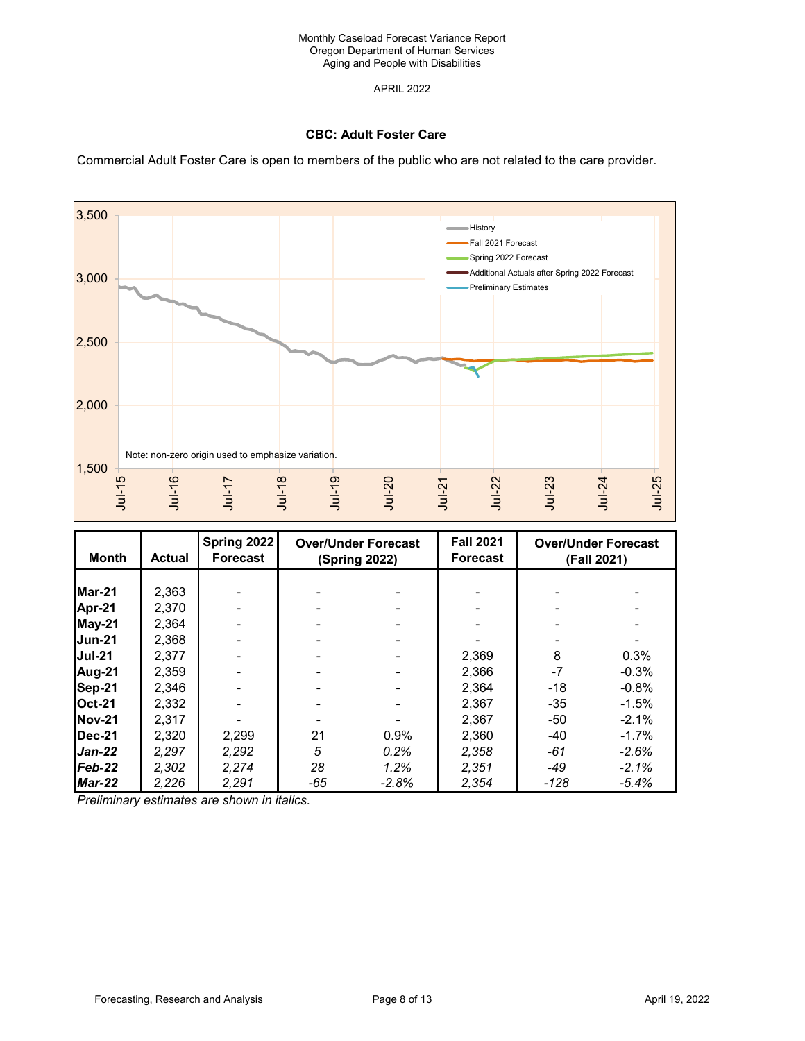Monthly Caseload Forecast Variance Report
Oregon Department of Human Services
Aging and People with Disabilities

APRIL 2022

## CBC: Adult Foster Care

Commercial Adult Foster Care is open to members of the public who are not related to the care provider.

3,500
3,000
2,500
2,000
1,500

History
Fall 2021 Forecast
Spring 2022 Forecast
Additional Actuals after Spring 2022 Forecast
Preliminary Estimates

Note: non-zero origin used to emphasize variation.

Jul-15 Jul-16 Jul-17 Jul-18 Jul-19 Jul-20 Jul-21 Jul-22 Jul-23 Jul-24 Jul-25

| Month | Actual | Spring 2022 Forecast | Over/Under Forecast (Spring 2022) | | Fall 2021 Forecast | Over/Under Forecast (Fall 2021) | |
|---|---|---|---|---|---|---|---|
| **Mar-21** | 2,363 | - | - | - | - | - | - |
| **Apr-21** | 2,370 | - | - | - | - | - | - |
| **May-21** | 2,364 | - | - | - | - | - | - |
| **Jun-21** | 2,368 | - | - | - | - | - | - |
| **Jul-21** | 2,377 | - | - | - | 2,369 | 8 | 0.3% |
| **Aug-21** | 2,359 | - | - | - | 2,366 | -7 | -0.3% |
| **Sep-21** | 2,346 | - | - | - | 2,364 | -18 | -0.8% |
| **Oct-21** | 2,332 | - | - | - | 2,367 | -35 | -1.5% |
| **Nov-21** | 2,317 | - | - | - | 2,367 | -50 | -2.1% |
| **Dec-21** | 2,320 | 2,299 | 21 | 0.9% | 2,360 | -40 | -1.7% |
| ***Jan-22*** | *2,297* | *2,292* | *5* | *0.2%* | *2,358* | *-61* | *-2.6%* |
| ***Feb-22*** | *2,302* | *2,274* | *28* | *1.2%* | *2,351* | *-49* | *-2.1%* |
| ***Mar-22*** | *2,226* | *2,291* | *-65* | *-2.8%* | *2,354* | *-128* | *-5.4%* |

*Preliminary estimates are shown in italics.*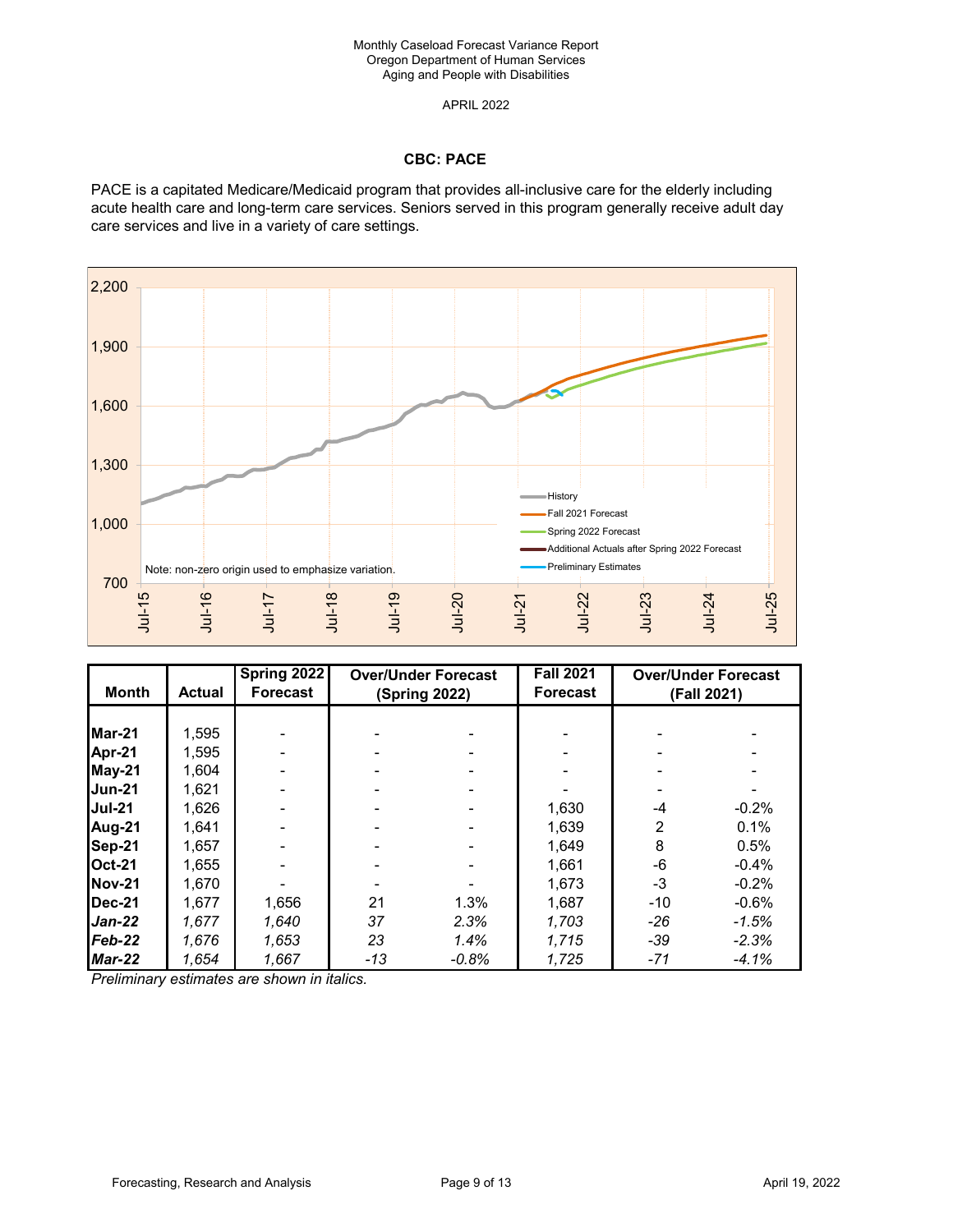Monthly Caseload Forecast Variance Report
Oregon Department of Human Services
Aging and People with Disabilities

APRIL 2022

## CBC: PACE

PACE is a capitated Medicare/Medicaid program that provides all-inclusive care for the elderly including acute health care and long-term care services. Seniors served in this program generally receive adult day care services and live in a variety of care settings.

2,200
1,900
1,600
1,300
1,000
700

Jul-15 Jul-16 Jul-17 Jul-18 Jul-19 Jul-20 Jul-21 Jul-22 Jul-23 Jul-24 Jul-25

History
Fall 2021 Forecast
Spring 2022 Forecast
Additional Actuals after Spring 2022 Forecast
Preliminary Estimates

Note: non-zero origin used to emphasize variation.

| Month | Actual | Spring 2022 Forecast | Over/Under Forecast (Spring 2022) | | Fall 2021 Forecast | Over/Under Forecast (Fall 2021) | |
|---|---|---|---|---|---|---|---|
| **Mar-21** | 1,595 | - | - | - | - | - | - |
| **Apr-21** | 1,595 | - | - | - | - | - | - |
| **May-21** | 1,604 | - | - | - | - | - | - |
| **Jun-21** | 1,621 | - | - | - | - | - | - |
| **Jul-21** | 1,626 | - | - | - | 1,630 | -4 | -0.2% |
| **Aug-21** | 1,641 | - | - | - | 1,639 | 2 | 0.1% |
| **Sep-21** | 1,657 | - | - | - | 1,649 | 8 | 0.5% |
| **Oct-21** | 1,655 | - | - | - | 1,661 | -6 | -0.4% |
| **Nov-21** | 1,670 | - | - | - | 1,673 | -3 | -0.2% |
| **Dec-21** | 1,677 | 1,656 | 21 | 1.3% | 1,687 | -10 | -0.6% |
| ***Jan-22*** | *1,677* | *1,640* | *37* | *2.3%* | *1,703* | *-26* | *-1.5%* |
| ***Feb-22*** | *1,676* | *1,653* | *23* | *1.4%* | *1,715* | *-39* | *-2.3%* |
| ***Mar-22*** | *1,654* | *1,667* | *-13* | *-0.8%* | *1,725* | *-71* | *-4.1%* |

*Preliminary estimates are shown in italics.*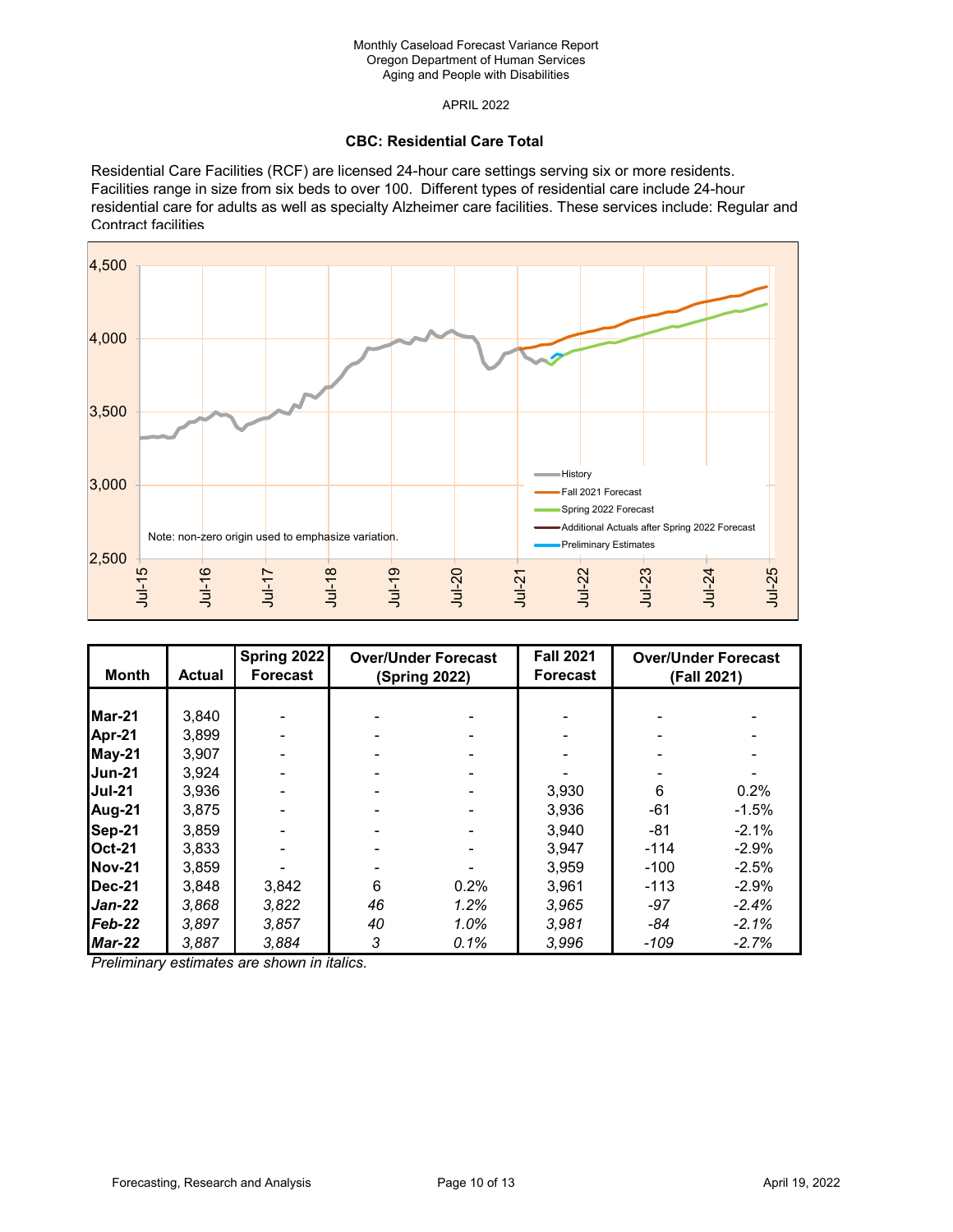Monthly Caseload Forecast Variance Report
Oregon Department of Human Services
Aging and People with Disabilities

APRIL 2022

## CBC: Residential Care Total

Residential Care Facilities (RCF) are licensed 24-hour care settings serving six or more residents. Facilities range in size from six beds to over 100. Different types of residential care include 24-hour residential care for adults as well as specialty Alzheimer care facilities. These services include: Regular and Contract facilities

| Month | Actual | Spring 2022 Forecast | Over/Under Forecast (Spring 2022) | | Fall 2021 Forecast | Over/Under Forecast (Fall 2021) | |
|---|---|---|---|---|---|---|---|
| Mar-21 | 3,840 | - | - | - | - | - | - |
| Apr-21 | 3,899 | - | - | - | - | - | - |
| May-21 | 3,907 | - | - | - | - | - | - |
| Jun-21 | 3,924 | - | - | - | - | - | - |
| Jul-21 | 3,936 | - | - | - | 3,930 | 6 | 0.2% |
| Aug-21 | 3,875 | - | - | - | 3,936 | -61 | -1.5% |
| Sep-21 | 3,859 | - | - | - | 3,940 | -81 | -2.1% |
| Oct-21 | 3,833 | - | - | - | 3,947 | -114 | -2.9% |
| Nov-21 | 3,859 | - | - | - | 3,959 | -100 | -2.5% |
| Dec-21 | 3,848 | 3,842 | 6 | 0.2% | 3,961 | -113 | -2.9% |
| *Jan-22* | *3,868* | *3,822* | *46* | *1.2%* | *3,965* | *-97* | *-2.4%* |
| *Feb-22* | *3,897* | *3,857* | *40* | *1.0%* | *3,981* | *-84* | *-2.1%* |
| *Mar-22* | *3,887* | *3,884* | *3* | *0.1%* | *3,996* | *-109* | *-2.7%* |

*Preliminary estimates are shown in italics.*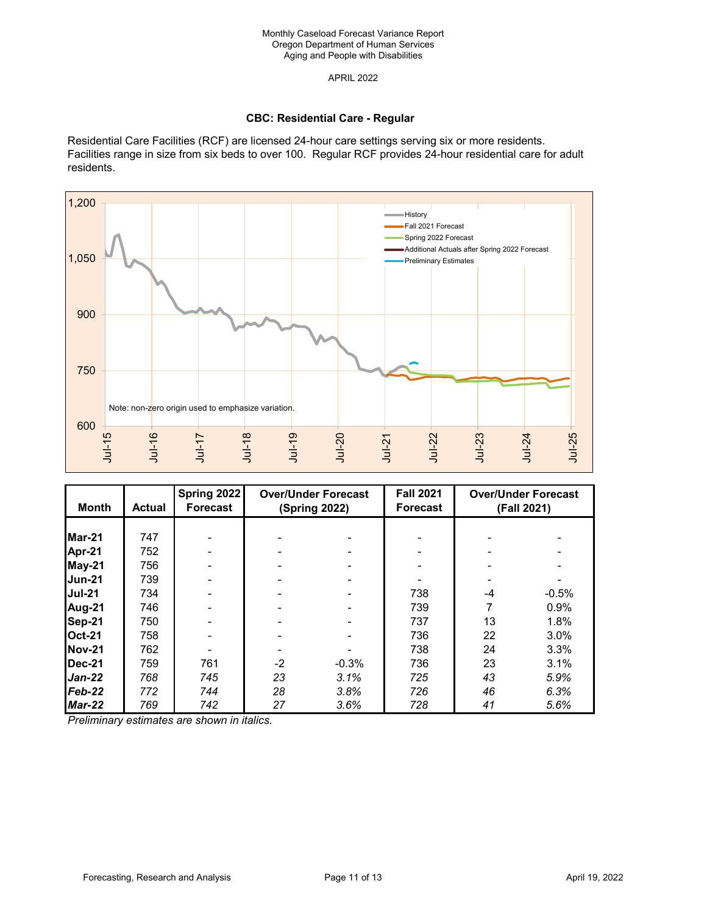Monthly Caseload Forecast Variance Report
Oregon Department of Human Services
Aging and People with Disabilities

APRIL 2022

### CBC: Residential Care - Regular

Residential Care Facilities (RCF) are licensed 24-hour care settings serving six or more residents. Facilities range in size from six beds to over 100. Regular RCF provides 24-hour residential care for adult residents.

1,200
1,050
900
750
600

History
Fall 2021 Forecast
Spring 2022 Forecast
Additional Actuals after Spring 2022 Forecast
Preliminary Estimates

Note: non-zero origin used to emphasize variation.

Jul-15 Jul-16 Jul-17 Jul-18 Jul-19 Jul-20 Jul-21 Jul-22 Jul-23 Jul-24 Jul-25

| Month | Actual | Spring 2022 Forecast | Over/Under Forecast (Spring 2022) | | Fall 2021 Forecast | Over/Under Forecast (Fall 2021) | |
|---|---|---|---|---|---|---|---|
| **Mar-21** | 747 | - | - | - | - | - | - |
| **Apr-21** | 752 | - | - | - | - | - | - |
| **May-21** | 756 | - | - | - | - | - | - |
| **Jun-21** | 739 | - | - | - | - | - | - |
| **Jul-21** | 734 | - | - | - | 738 | -4 | -0.5% |
| **Aug-21** | 746 | - | - | - | 739 | 7 | 0.9% |
| **Sep-21** | 750 | - | - | - | 737 | 13 | 1.8% |
| **Oct-21** | 758 | - | - | - | 736 | 22 | 3.0% |
| **Nov-21** | 762 | - | - | - | 738 | 24 | 3.3% |
| **Dec-21** | 759 | 761 | -2 | -0.3% | 736 | 23 | 3.1% |
| ***Jan-22*** | *768* | *745* | *23* | *3.1%* | *725* | *43* | *5.9%* |
| ***Feb-22*** | *772* | *744* | *28* | *3.8%* | *726* | *46* | *6.3%* |
| ***Mar-22*** | *769* | *742* | *27* | *3.6%* | *728* | *41* | *5.6%* |

*Preliminary estimates are shown in italics.*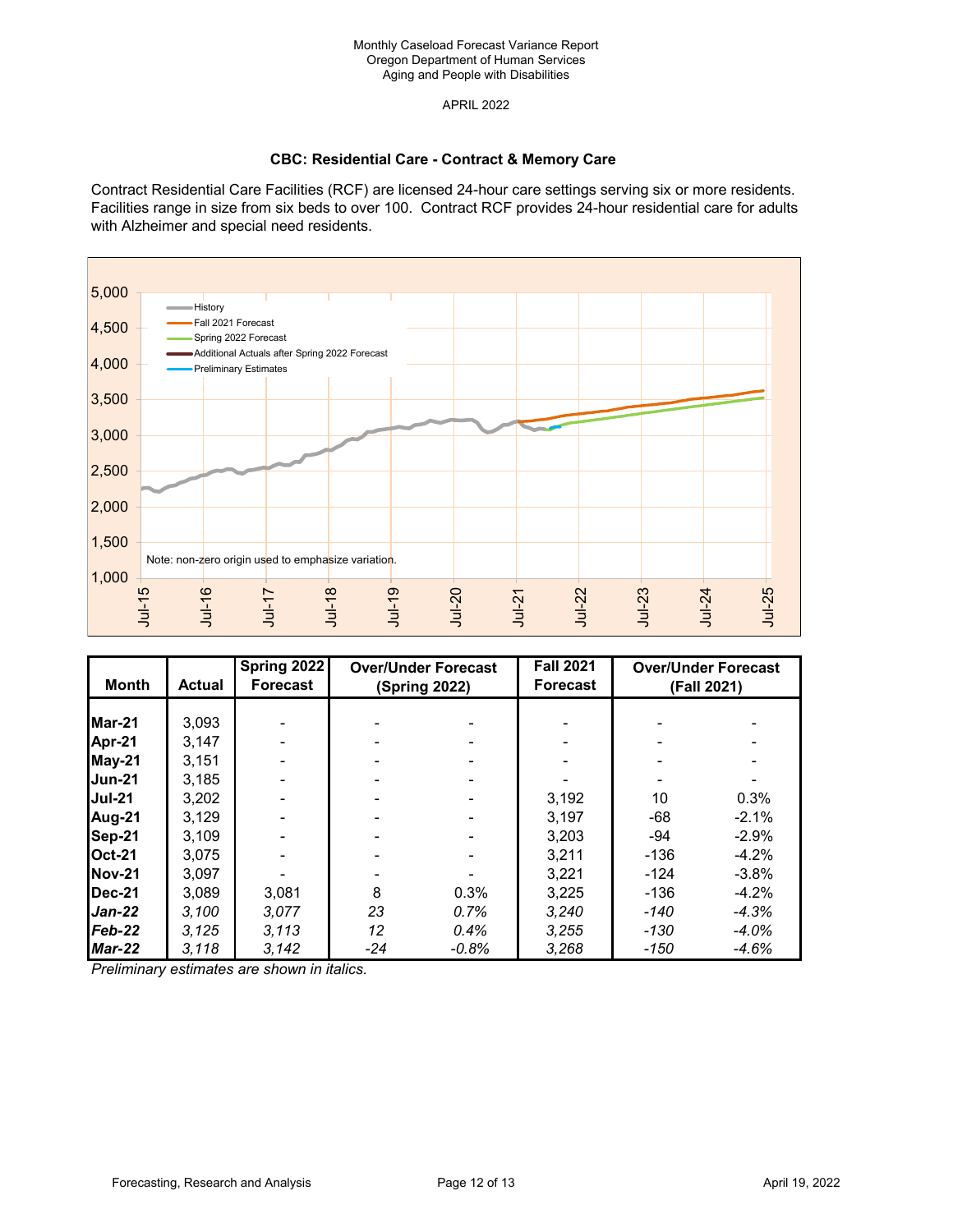Monthly Caseload Forecast Variance Report
Oregon Department of Human Services
Aging and People with Disabilities

APRIL 2022

### CBC: Residential Care - Contract & Memory Care

Contract Residential Care Facilities (RCF) are licensed 24-hour care settings serving six or more residents. Facilities range in size from six beds to over 100. Contract RCF provides 24-hour residential care for adults with Alzheimer and special need residents.

5,000
4,500
4,000
3,500
3,000
2,500
2,000
1,500
1,000

History
Fall 2021 Forecast
Spring 2022 Forecast
Additional Actuals after Spring 2022 Forecast
Preliminary Estimates

Note: non-zero origin used to emphasize variation.

Jul-15 Jul-16 Jul-17 Jul-18 Jul-19 Jul-20 Jul-21 Jul-22 Jul-23 Jul-24 Jul-25

| Month | Actual | Spring 2022 Forecast | Over/Under Forecast (Spring 2022) | | Fall 2021 Forecast | Over/Under Forecast (Fall 2021) | |
|---|---|---|---|---|---|---|---|
| **Mar-21** | 3,093 | - | - | - | - | - | - |
| **Apr-21** | 3,147 | - | - | - | - | - | - |
| **May-21** | 3,151 | - | - | - | - | - | - |
| **Jun-21** | 3,185 | - | - | - | - | - | - |
| **Jul-21** | 3,202 | - | - | - | 3,192 | 10 | 0.3% |
| **Aug-21** | 3,129 | - | - | - | 3,197 | -68 | -2.1% |
| **Sep-21** | 3,109 | - | - | - | 3,203 | -94 | -2.9% |
| **Oct-21** | 3,075 | - | - | - | 3,211 | -136 | -4.2% |
| **Nov-21** | 3,097 | - | - | - | 3,221 | -124 | -3.8% |
| **Dec-21** | 3,089 | 3,081 | 8 | 0.3% | 3,225 | -136 | -4.2% |
| ***Jan-22*** | *3,100* | *3,077* | *23* | *0.7%* | *3,240* | *-140* | *-4.3%* |
| ***Feb-22*** | *3,125* | *3,113* | *12* | *0.4%* | *3,255* | *-130* | *-4.0%* |
| ***Mar-22*** | *3,118* | *3,142* | *-24* | *-0.8%* | *3,268* | *-150* | *-4.6%* |

*Preliminary estimates are shown in italics.*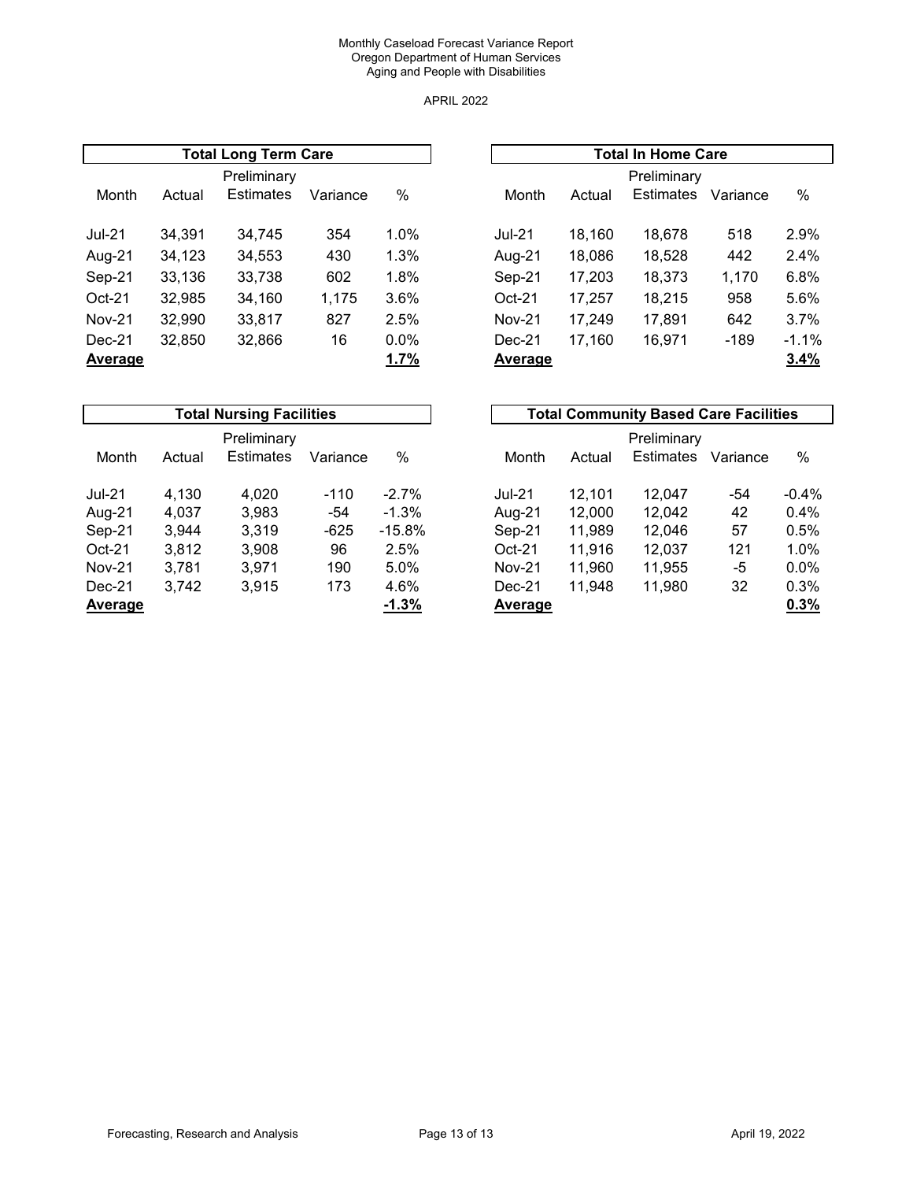Monthly Caseload Forecast Variance Report
Oregon Department of Human Services
Aging and People with Disabilities

APRIL 2022

| Total Long Term Care | | | | |
|---|---|---|---|---|
| Month | Actual | Preliminary Estimates | Variance | % |
| Jul-21 | 34,391 | 34,745 | 354 | 1.0% |
| Aug-21 | 34,123 | 34,553 | 430 | 1.3% |
| Sep-21 | 33,136 | 33,738 | 602 | 1.8% |
| Oct-21 | 32,985 | 34,160 | 1,175 | 3.6% |
| Nov-21 | 32,990 | 33,817 | 827 | 2.5% |
| Dec-21 | 32,850 | 32,866 | 16 | 0.0% |
| **Average** | | | | **1.7%** |

| Total In Home Care | | | | |
|---|---|---|---|---|
| Month | Actual | Preliminary Estimates | Variance | % |
| Jul-21 | 18,160 | 18,678 | 518 | 2.9% |
| Aug-21 | 18,086 | 18,528 | 442 | 2.4% |
| Sep-21 | 17,203 | 18,373 | 1,170 | 6.8% |
| Oct-21 | 17,257 | 18,215 | 958 | 5.6% |
| Nov-21 | 17,249 | 17,891 | 642 | 3.7% |
| Dec-21 | 17,160 | 16,971 | -189 | -1.1% |
| **Average** | | | | **3.4%** |

| Total Nursing Facilities | | | | |
|---|---|---|---|---|
| Month | Actual | Preliminary Estimates | Variance | % |
| Jul-21 | 4,130 | 4,020 | -110 | -2.7% |
| Aug-21 | 4,037 | 3,983 | -54 | -1.3% |
| Sep-21 | 3,944 | 3,319 | -625 | -15.8% |
| Oct-21 | 3,812 | 3,908 | 96 | 2.5% |
| Nov-21 | 3,781 | 3,971 | 190 | 5.0% |
| Dec-21 | 3,742 | 3,915 | 173 | 4.6% |
| **Average** | | | | **-1.3%** |

| Total Community Based Care Facilities | | | | |
|---|---|---|---|---|
| Month | Actual | Preliminary Estimates | Variance | % |
| Jul-21 | 12,101 | 12,047 | -54 | -0.4% |
| Aug-21 | 12,000 | 12,042 | 42 | 0.4% |
| Sep-21 | 11,989 | 12,046 | 57 | 0.5% |
| Oct-21 | 11,916 | 12,037 | 121 | 1.0% |
| Nov-21 | 11,960 | 11,955 | -5 | 0.0% |
| Dec-21 | 11,948 | 11,980 | 32 | 0.3% |
| **Average** | | | | **0.3%** |